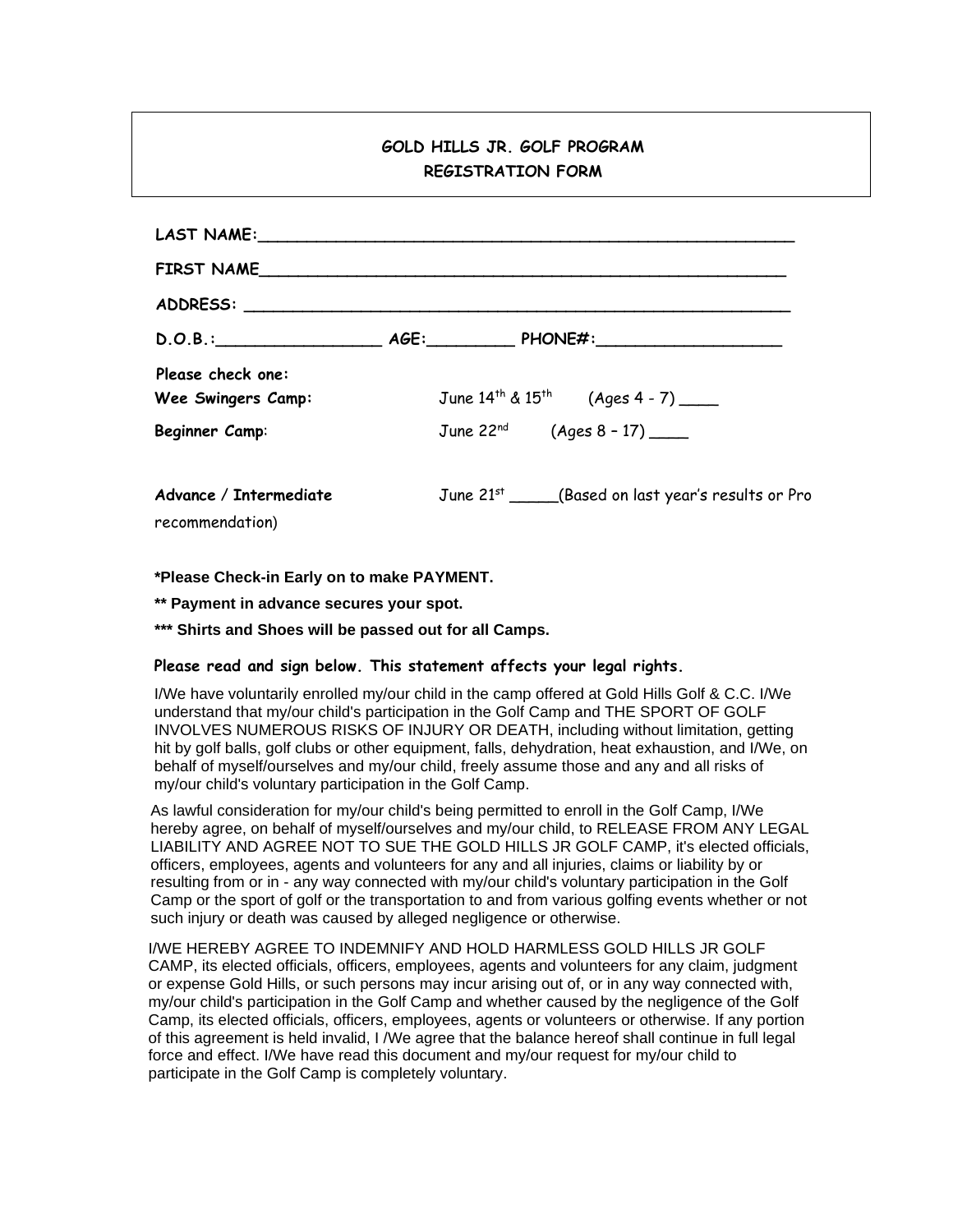# GOLD HILLS JR. GOLF PROGRAM

## REGISTRATION FORM

**LAST NAME:**_______________________________________________________

**FIRST NAME**_______________________________________________________

**ADDRESS:** _______________________________________________________

**D.O.B.:**_________________ **AGE:**_________ **PHONE#:**___________________

**Please check one:**

**Wee Swingers Camp:** June 14th & 15th (Ages 4 - 7) ____

**Beginner Camp:** June 22nd (Ages 8 – 17) ____

**Advance / Intermediate** June 21st _____(Based on last year's results or Pro recommendation)

**\*Please Check-in Early on to make PAYMENT.**

**\*\* Payment in advance secures your spot.**

**\*\*\* Shirts and Shoes will be passed out for all Camps.**

**Please read and sign below. This statement affects your legal rights.**

I/We have voluntarily enrolled my/our child in the camp offered at Gold Hills Golf & C.C. I/We understand that my/our child's participation in the Golf Camp and THE SPORT OF GOLF INVOLVES NUMEROUS RISKS OF INJURY OR DEATH, including without limitation, getting hit by golf balls, golf clubs or other equipment, falls, dehydration, heat exhaustion, and I/We, on behalf of myself/ourselves and my/our child, freely assume those and any and all risks of my/our child's voluntary participation in the Golf Camp.

As lawful consideration for my/our child's being permitted to enroll in the Golf Camp, I/We hereby agree, on behalf of myself/ourselves and my/our child, to RELEASE FROM ANY LEGAL LIABILITY AND AGREE NOT TO SUE THE GOLD HILLS JR GOLF CAMP, it's elected officials, officers, employees, agents and volunteers for any and all injuries, claims or liability by or resulting from or in - any way connected with my/our child's voluntary participation in the Golf Camp or the sport of golf or the transportation to and from various golfing events whether or not such injury or death was caused by alleged negligence or otherwise.

I/WE HEREBY AGREE TO INDEMNIFY AND HOLD HARMLESS GOLD HILLS JR GOLF CAMP, its elected officials, officers, employees, agents and volunteers for any claim, judgment or expense Gold Hills, or such persons may incur arising out of, or in any way connected with, my/our child's participation in the Golf Camp and whether caused by the negligence of the Golf Camp, its elected officials, officers, employees, agents or volunteers or otherwise. If any portion of this agreement is held invalid, I /We agree that the balance hereof shall continue in full legal force and effect. I/We have read this document and my/our request for my/our child to participate in the Golf Camp is completely voluntary.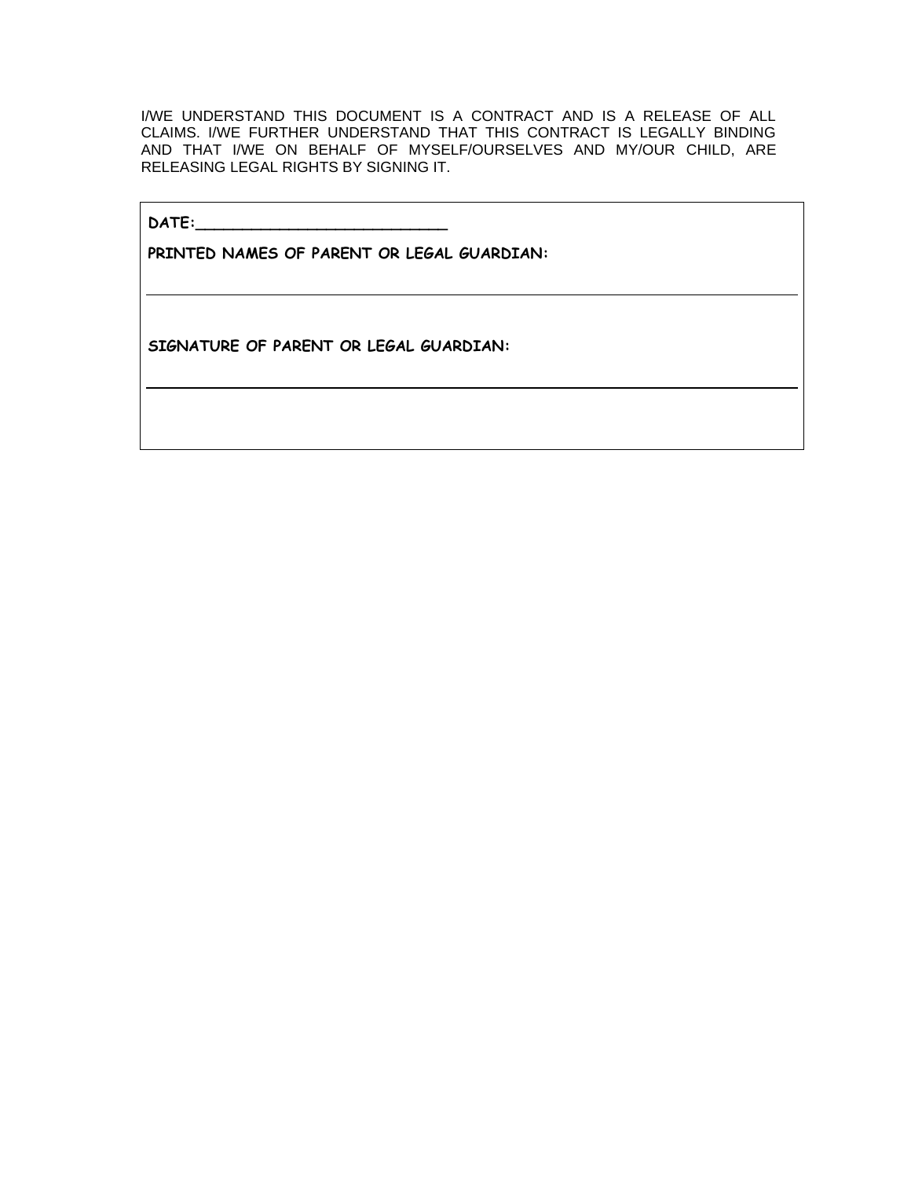I/WE UNDERSTAND THIS DOCUMENT IS A CONTRACT AND IS A RELEASE OF ALL CLAIMS. I/WE FURTHER UNDERSTAND THAT THIS CONTRACT IS LEGALLY BINDING AND THAT I/WE ON BEHALF OF MYSELF/OURSELVES AND MY/OUR CHILD, ARE RELEASING LEGAL RIGHTS BY SIGNING IT.

**DATE:**___________________________

**PRINTED NAMES OF PARENT OR LEGAL GUARDIAN:**

_______________________________________________________________________

**SIGNATURE OF PARENT OR LEGAL GUARDIAN:**

_______________________________________________________________________